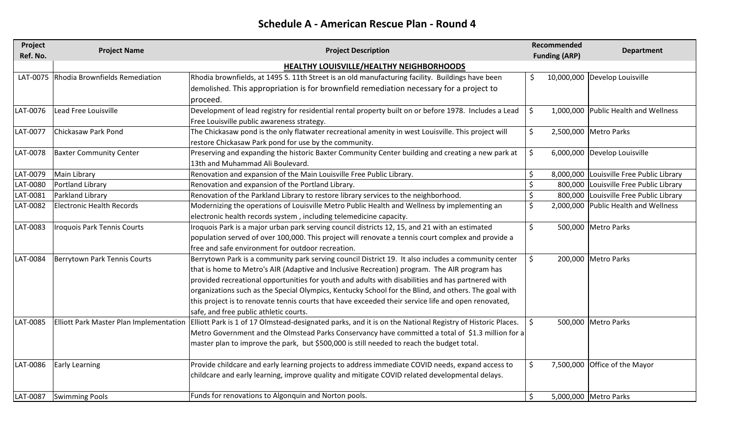# Schedule A - American Rescue Plan - Round 4

| Project Ref. No. | Project Name | Project Description | Recommended Funding (ARP) | Department |
|---|---|---|---|---|
| | **HEALTHY LOUISVILLE/HEALTHY NEIGHBORHOODS** | | | |
| LAT-0075 | Rhodia Brownfields Remediation | Rhodia brownfields, at 1495 S. 11th Street is an old manufacturing facility. Buildings have been demolished. This appropriation is for brownfield remediation necessary for a project to proceed. | $ 10,000,000 | Develop Louisville |
| LAT-0076 | Lead Free Louisville | Development of lead registry for residential rental property built on or before 1978. Includes a Lead Free Louisville public awareness strategy. | $ 1,000,000 | Public Health and Wellness |
| LAT-0077 | Chickasaw Park Pond | The Chickasaw pond is the only flatwater recreational amenity in west Louisville. This project will restore Chickasaw Park pond for use by the community. | $ 2,500,000 | Metro Parks |
| LAT-0078 | Baxter Community Center | Preserving and expanding the historic Baxter Community Center building and creating a new park at 13th and Muhammad Ali Boulevard. | $ 6,000,000 | Develop Louisville |
| LAT-0079 | Main Library | Renovation and expansion of the Main Louisville Free Public Library. | $ 8,000,000 | Louisville Free Public Library |
| LAT-0080 | Portland Library | Renovation and expansion of the Portland Library. | $ 800,000 | Louisville Free Public Library |
| LAT-0081 | Parkland Library | Renovation of the Parkland Library to restore library services to the neighborhood. | $ 800,000 | Louisville Free Public Library |
| LAT-0082 | Electronic Health Records | Modernizing the operations of Louisville Metro Public Health and Wellness by implementing an electronic health records system , including telemedicine capacity. | $ 2,000,000 | Public Health and Wellness |
| LAT-0083 | Iroquois Park Tennis Courts | Iroquois Park is a major urban park serving council districts 12, 15, and 21 with an estimated population served of over 100,000. This project will renovate a tennis court complex and provide a free and safe environment for outdoor recreation. | $ 500,000 | Metro Parks |
| LAT-0084 | Berrytown Park Tennis Courts | Berrytown Park is a community park serving council District 19. It also includes a community center that is home to Metro's AIR (Adaptive and Inclusive Recreation) program. The AIR program has provided recreational opportunities for youth and adults with disabilities and has partnered with organizations such as the Special Olympics, Kentucky School for the Blind, and others. The goal with this project is to renovate tennis courts that have exceeded their service life and open renovated, safe, and free public athletic courts. | $ 200,000 | Metro Parks |
| LAT-0085 | Elliott Park Master Plan Implementation | Elliott Park is 1 of 17 Olmstead-designated parks, and it is on the National Registry of Historic Places. Metro Government and the Olmstead Parks Conservancy have committed a total of $1.3 million for a master plan to improve the park, but $500,000 is still needed to reach the budget total. | $ 500,000 | Metro Parks |
| LAT-0086 | Early Learning | Provide childcare and early learning projects to address immediate COVID needs, expand access to childcare and early learning, improve quality and mitigate COVID related developmental delays. | $ 7,500,000 | Office of the Mayor |
| LAT-0087 | Swimming Pools | Funds for renovations to Algonquin and Norton pools. | $ 5,000,000 | Metro Parks |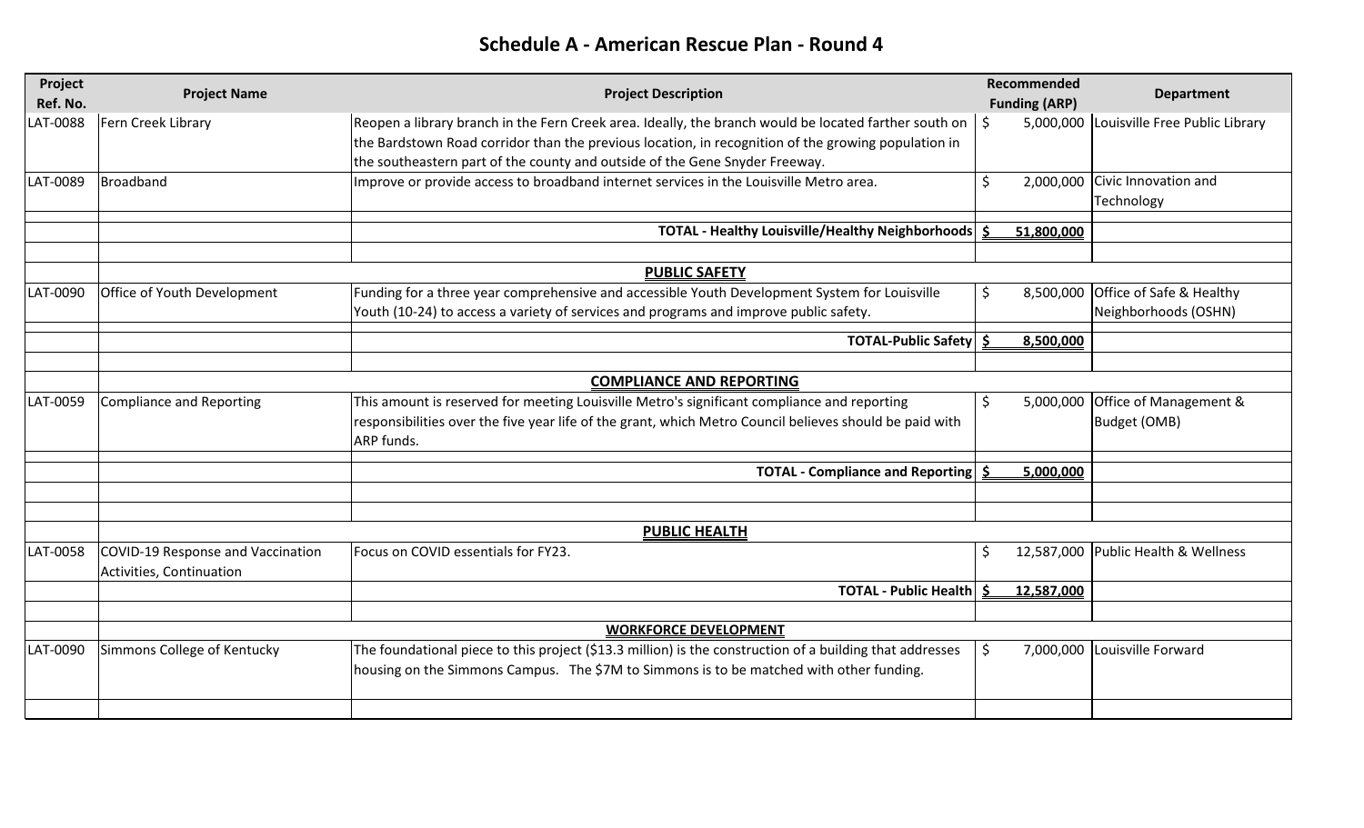## Schedule A - American Rescue Plan - Round 4

| Project Ref. No. | Project Name | Project Description | Recommended Funding (ARP) | Department |
|---|---|---|---|---|
| LAT-0088 | Fern Creek Library | Reopen a library branch in the Fern Creek area. Ideally, the branch would be located farther south on the Bardstown Road corridor than the previous location, in recognition of the growing population in the southeastern part of the county and outside of the Gene Snyder Freeway. | $ 5,000,000 | Louisville Free Public Library |
| LAT-0089 | Broadband | Improve or provide access to broadband internet services in the Louisville Metro area. | $ 2,000,000 | Civic Innovation and Technology |
| | | **TOTAL - Healthy Louisville/Healthy Neighborhoods** | **$ 51,800,000** | |
| | | | | |
| | | **PUBLIC SAFETY** | | |
| LAT-0090 | Office of Youth Development | Funding for a three year comprehensive and accessible Youth Development System for Louisville Youth (10-24) to access a variety of services and programs and improve public safety. | $ 8,500,000 | Office of Safe & Healthy Neighborhoods (OSHN) |
| | | **TOTAL-Public Safety** | **$ 8,500,000** | |
| | | | | |
| | | **COMPLIANCE AND REPORTING** | | |
| LAT-0059 | Compliance and Reporting | This amount is reserved for meeting Louisville Metro's significant compliance and reporting responsibilities over the five year life of the grant, which Metro Council believes should be paid with ARP funds. | $ 5,000,000 | Office of Management & Budget (OMB) |
| | | **TOTAL - Compliance and Reporting** | **$ 5,000,000** | |
| | | | | |
| | | | | |
| | | **PUBLIC HEALTH** | | |
| LAT-0058 | COVID-19 Response and Vaccination Activities, Continuation | Focus on COVID essentials for FY23. | $ 12,587,000 | Public Health & Wellness |
| | | **TOTAL - Public Health** | **$ 12,587,000** | |
| | | | | |
| | | **WORKFORCE DEVELOPMENT** | | |
| LAT-0090 | Simmons College of Kentucky | The foundational piece to this project ($13.3 million) is the construction of a building that addresses housing on the Simmons Campus. The $7M to Simmons is to be matched with other funding. | $ 7,000,000 | Louisville Forward |
| | | | | |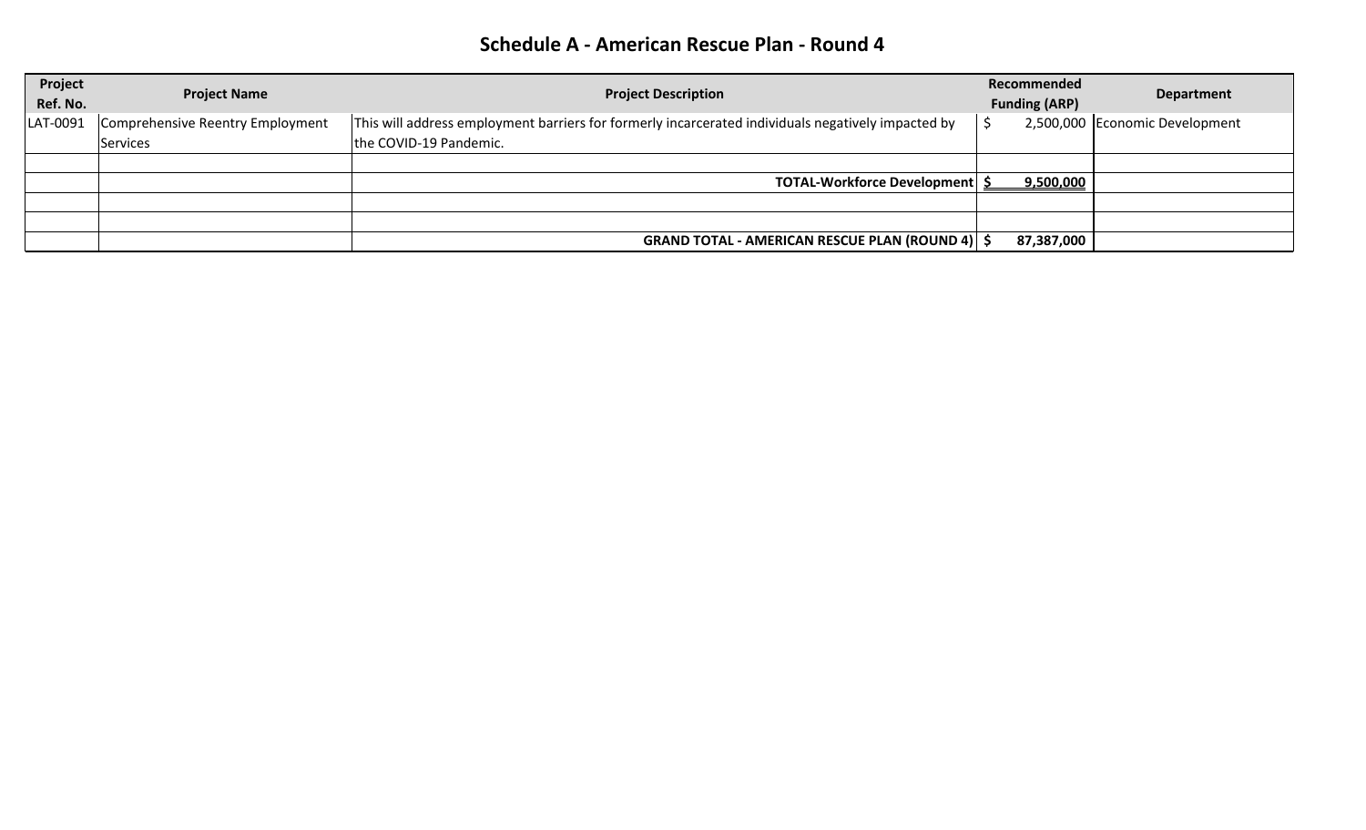## Schedule A - American Rescue Plan - Round 4

| Project Ref. No. | Project Name | Project Description | Recommended Funding (ARP) | Department |
|---|---|---|---|---|
| LAT-0091 | Comprehensive Reentry Employment Services | This will address employment barriers for formerly incarcerated individuals negatively impacted by the COVID-19 Pandemic. | $ 2,500,000 | Economic Development |
| | | | | |
| | | **TOTAL-Workforce Development** | **$ 9,500,000** | |
| | | | | |
| | | | | |
| | | **GRAND TOTAL - AMERICAN RESCUE PLAN (ROUND 4)** | **$ 87,387,000** | |